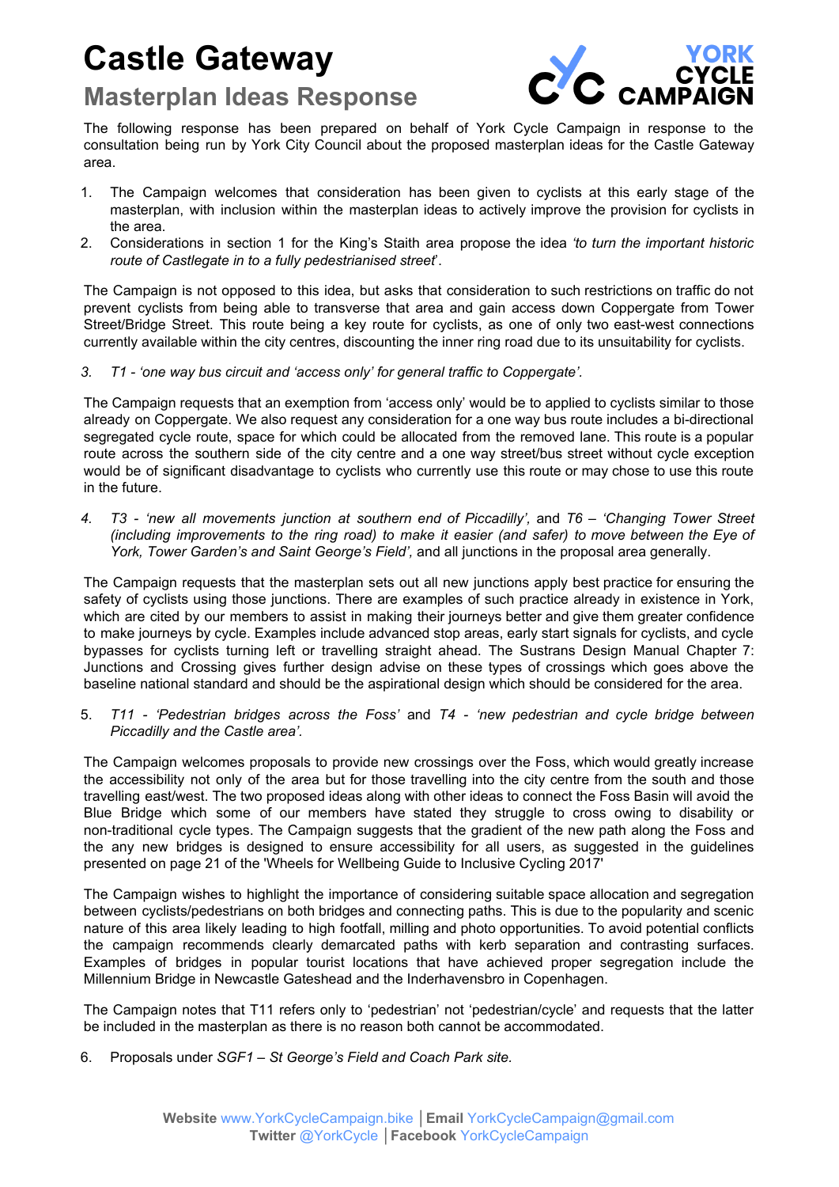# Castle Gateway

## Masterplan Ideas Response

YORK CYCLE CAMPAIGN

The following response has been prepared on behalf of York Cycle Campaign in response to the consultation being run by York City Council about the proposed masterplan ideas for the Castle Gateway area.

1. The Campaign welcomes that consideration has been given to cyclists at this early stage of the masterplan, with inclusion within the masterplan ideas to actively improve the provision for cyclists in the area.
2. Considerations in section 1 for the King's Staith area propose the idea *'to turn the important historic route of Castlegate in to a fully pedestrianised street*'.

The Campaign is not opposed to this idea, but asks that consideration to such restrictions on traffic do not prevent cyclists from being able to transverse that area and gain access down Coppergate from Tower Street/Bridge Street. This route being a key route for cyclists, as one of only two east-west connections currently available within the city centres, discounting the inner ring road due to its unsuitability for cyclists.

3. *T1 - 'one way bus circuit and 'access only' for general traffic to Coppergate'.*

The Campaign requests that an exemption from 'access only' would be to applied to cyclists similar to those already on Coppergate. We also request any consideration for a one way bus route includes a bi-directional segregated cycle route, space for which could be allocated from the removed lane. This route is a popular route across the southern side of the city centre and a one way street/bus street without cycle exception would be of significant disadvantage to cyclists who currently use this route or may chose to use this route in the future.

4. *T3 - 'new all movements junction at southern end of Piccadilly',* and *T6 – 'Changing Tower Street (including improvements to the ring road) to make it easier (and safer) to move between the Eye of York, Tower Garden's and Saint George's Field',* and all junctions in the proposal area generally.

The Campaign requests that the masterplan sets out all new junctions apply best practice for ensuring the safety of cyclists using those junctions. There are examples of such practice already in existence in York, which are cited by our members to assist in making their journeys better and give them greater confidence to make journeys by cycle. Examples include advanced stop areas, early start signals for cyclists, and cycle bypasses for cyclists turning left or travelling straight ahead. The Sustrans Design Manual Chapter 7: Junctions and Crossing gives further design advise on these types of crossings which goes above the baseline national standard and should be the aspirational design which should be considered for the area.

5. *T11 - 'Pedestrian bridges across the Foss'* and *T4 - 'new pedestrian and cycle bridge between Piccadilly and the Castle area'.*

The Campaign welcomes proposals to provide new crossings over the Foss, which would greatly increase the accessibility not only of the area but for those travelling into the city centre from the south and those travelling east/west. The two proposed ideas along with other ideas to connect the Foss Basin will avoid the Blue Bridge which some of our members have stated they struggle to cross owing to disability or non-traditional cycle types. The Campaign suggests that the gradient of the new path along the Foss and the any new bridges is designed to ensure accessibility for all users, as suggested in the guidelines presented on page 21 of the 'Wheels for Wellbeing Guide to Inclusive Cycling 2017'

The Campaign wishes to highlight the importance of considering suitable space allocation and segregation between cyclists/pedestrians on both bridges and connecting paths. This is due to the popularity and scenic nature of this area likely leading to high footfall, milling and photo opportunities. To avoid potential conflicts the campaign recommends clearly demarcated paths with kerb separation and contrasting surfaces. Examples of bridges in popular tourist locations that have achieved proper segregation include the Millennium Bridge in Newcastle Gateshead and the Inderhavensbro in Copenhagen.

The Campaign notes that T11 refers only to 'pedestrian' not 'pedestrian/cycle' and requests that the latter be included in the masterplan as there is no reason both cannot be accommodated.

6. Proposals under *SGF1 – St George's Field and Coach Park site.*

**Website** www.YorkCycleCampaign.bike | **Email** YorkCycleCampaign@gmail.com
**Twitter** @YorkCycle | **Facebook** YorkCycleCampaign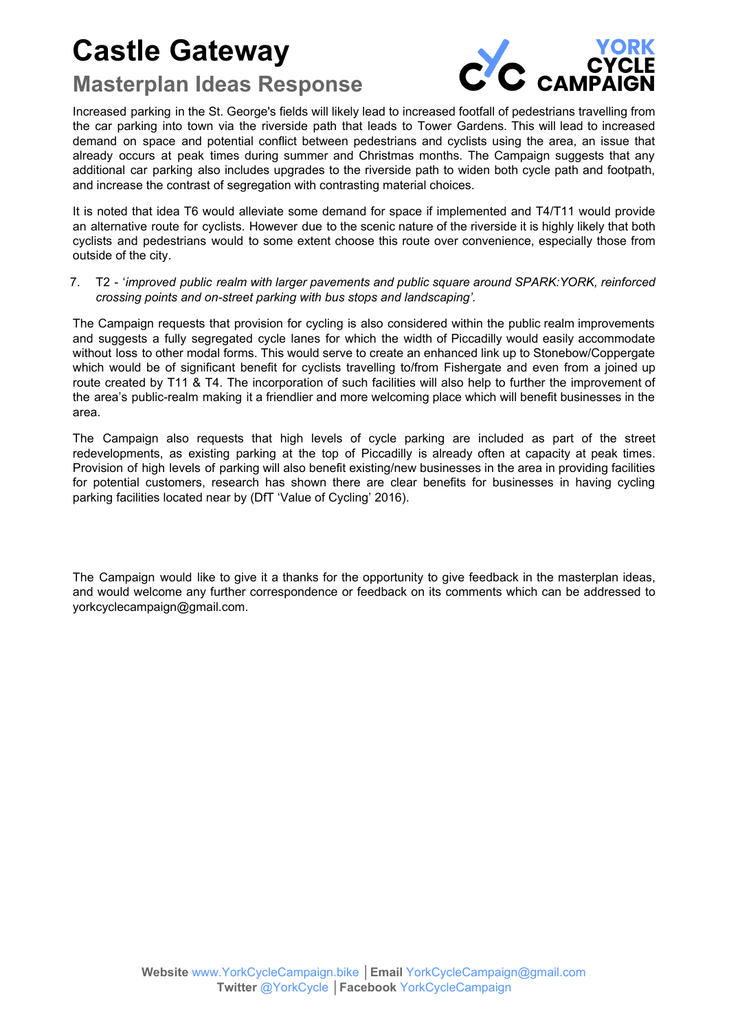# Castle Gateway

## Masterplan Ideas Response

Increased parking in the St. George's fields will likely lead to increased footfall of pedestrians travelling from the car parking into town via the riverside path that leads to Tower Gardens. This will lead to increased demand on space and potential conflict between pedestrians and cyclists using the area, an issue that already occurs at peak times during summer and Christmas months. The Campaign suggests that any additional car parking also includes upgrades to the riverside path to widen both cycle path and footpath, and increase the contrast of segregation with contrasting material choices.

It is noted that idea T6 would alleviate some demand for space if implemented and T4/T11 would provide an alternative route for cyclists. However due to the scenic nature of the riverside it is highly likely that both cyclists and pedestrians would to some extent choose this route over convenience, especially those from outside of the city.

7. T2 - '*improved public realm with larger pavements and public square around SPARK:YORK, reinforced crossing points and on-street parking with bus stops and landscaping'.*

The Campaign requests that provision for cycling is also considered within the public realm improvements and suggests a fully segregated cycle lanes for which the width of Piccadilly would easily accommodate without loss to other modal forms. This would serve to create an enhanced link up to Stonebow/Coppergate which would be of significant benefit for cyclists travelling to/from Fishergate and even from a joined up route created by T11 & T4. The incorporation of such facilities will also help to further the improvement of the area's public-realm making it a friendlier and more welcoming place which will benefit businesses in the area.

The Campaign also requests that high levels of cycle parking are included as part of the street redevelopments, as existing parking at the top of Piccadilly is already often at capacity at peak times. Provision of high levels of parking will also benefit existing/new businesses in the area in providing facilities for potential customers, research has shown there are clear benefits for businesses in having cycling parking facilities located near by (DfT 'Value of Cycling' 2016).

The Campaign would like to give it a thanks for the opportunity to give feedback in the masterplan ideas, and would welcome any further correspondence or feedback on its comments which can be addressed to yorkcyclecampaign@gmail.com.